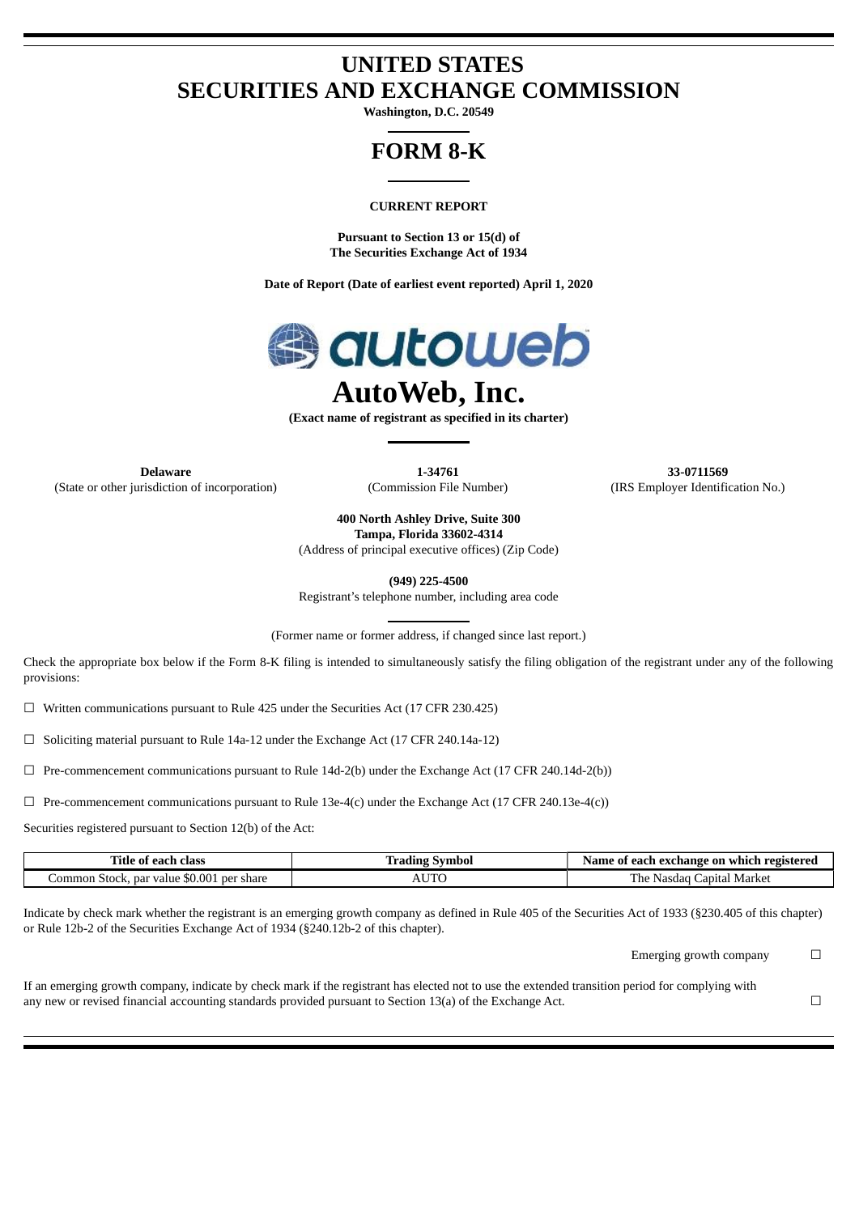# UNITED STATES
# SECURITIES AND EXCHANGE COMMISSION

**Washington, D.C. 20549**

# FORM 8-K

**CURRENT REPORT**

**Pursuant to Section 13 or 15(d) of**
**The Securities Exchange Act of 1934**

**Date of Report (Date of earliest event reported) April 1, 2020**

# AutoWeb, Inc.

**(Exact name of registrant as specified in its charter)**

| **Delaware** | **1-34761** | **33-0711569** |
|---|---|---|
| (State or other jurisdiction of incorporation) | (Commission File Number) | (IRS Employer Identification No.) |

**400 North Ashley Drive, Suite 300**
**Tampa, Florida 33602-4314**
(Address of principal executive offices) (Zip Code)

**(949) 225-4500**
Registrant's telephone number, including area code

(Former name or former address, if changed since last report.)

Check the appropriate box below if the Form 8-K filing is intended to simultaneously satisfy the filing obligation of the registrant under any of the following provisions:

☐ Written communications pursuant to Rule 425 under the Securities Act (17 CFR 230.425)

☐ Soliciting material pursuant to Rule 14a-12 under the Exchange Act (17 CFR 240.14a-12)

☐ Pre-commencement communications pursuant to Rule 14d-2(b) under the Exchange Act (17 CFR 240.14d-2(b))

☐ Pre-commencement communications pursuant to Rule 13e-4(c) under the Exchange Act (17 CFR 240.13e-4(c))

Securities registered pursuant to Section 12(b) of the Act:

| Title of each class | Trading Symbol | Name of each exchange on which registered |
|---|---|---|
| Common Stock, par value $0.001 per share | AUTO | The Nasdaq Capital Market |

Indicate by check mark whether the registrant is an emerging growth company as defined in Rule 405 of the Securities Act of 1933 (§230.405 of this chapter) or Rule 12b-2 of the Securities Exchange Act of 1934 (§240.12b-2 of this chapter).

Emerging growth company ☐

If an emerging growth company, indicate by check mark if the registrant has elected not to use the extended transition period for complying with any new or revised financial accounting standards provided pursuant to Section 13(a) of the Exchange Act. ☐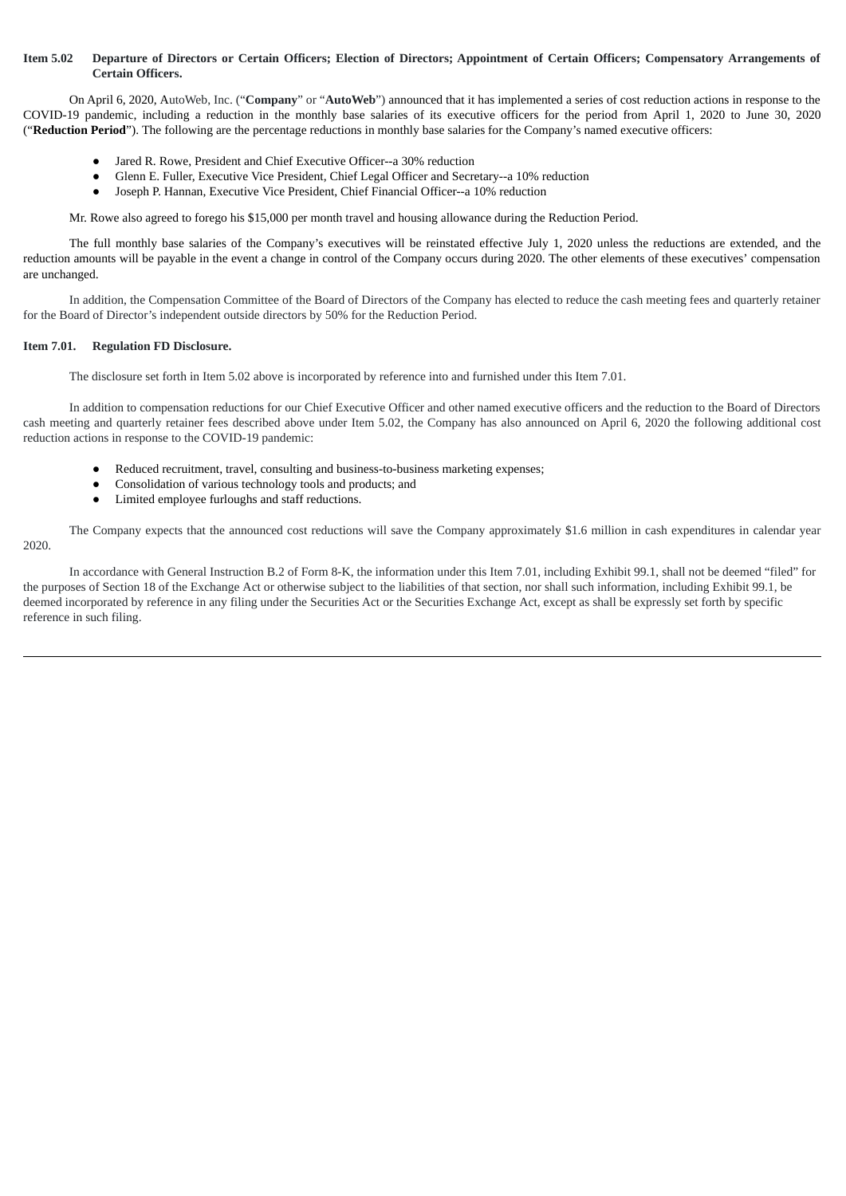**Item 5.02 Departure of Directors or Certain Officers; Election of Directors; Appointment of Certain Officers; Compensatory Arrangements of Certain Officers.**

On April 6, 2020, AutoWeb, Inc. ("**Company**" or "**AutoWeb**") announced that it has implemented a series of cost reduction actions in response to the COVID-19 pandemic, including a reduction in the monthly base salaries of its executive officers for the period from April 1, 2020 to June 30, 2020 ("**Reduction Period**"). The following are the percentage reductions in monthly base salaries for the Company's named executive officers:

- Jared R. Rowe, President and Chief Executive Officer--a 30% reduction
- Glenn E. Fuller, Executive Vice President, Chief Legal Officer and Secretary--a 10% reduction
- Joseph P. Hannan, Executive Vice President, Chief Financial Officer--a 10% reduction

Mr. Rowe also agreed to forego his $15,000 per month travel and housing allowance during the Reduction Period.

The full monthly base salaries of the Company's executives will be reinstated effective July 1, 2020 unless the reductions are extended, and the reduction amounts will be payable in the event a change in control of the Company occurs during 2020. The other elements of these executives' compensation are unchanged.

In addition, the Compensation Committee of the Board of Directors of the Company has elected to reduce the cash meeting fees and quarterly retainer for the Board of Director's independent outside directors by 50% for the Reduction Period.

**Item 7.01. Regulation FD Disclosure.**

The disclosure set forth in Item 5.02 above is incorporated by reference into and furnished under this Item 7.01.

In addition to compensation reductions for our Chief Executive Officer and other named executive officers and the reduction to the Board of Directors cash meeting and quarterly retainer fees described above under Item 5.02, the Company has also announced on April 6, 2020 the following additional cost reduction actions in response to the COVID-19 pandemic:

- Reduced recruitment, travel, consulting and business-to-business marketing expenses;
- Consolidation of various technology tools and products; and
- Limited employee furloughs and staff reductions.

The Company expects that the announced cost reductions will save the Company approximately $1.6 million in cash expenditures in calendar year 2020.

In accordance with General Instruction B.2 of Form 8-K, the information under this Item 7.01, including Exhibit 99.1, shall not be deemed "filed" for the purposes of Section 18 of the Exchange Act or otherwise subject to the liabilities of that section, nor shall such information, including Exhibit 99.1, be deemed incorporated by reference in any filing under the Securities Act or the Securities Exchange Act, except as shall be expressly set forth by specific reference in such filing.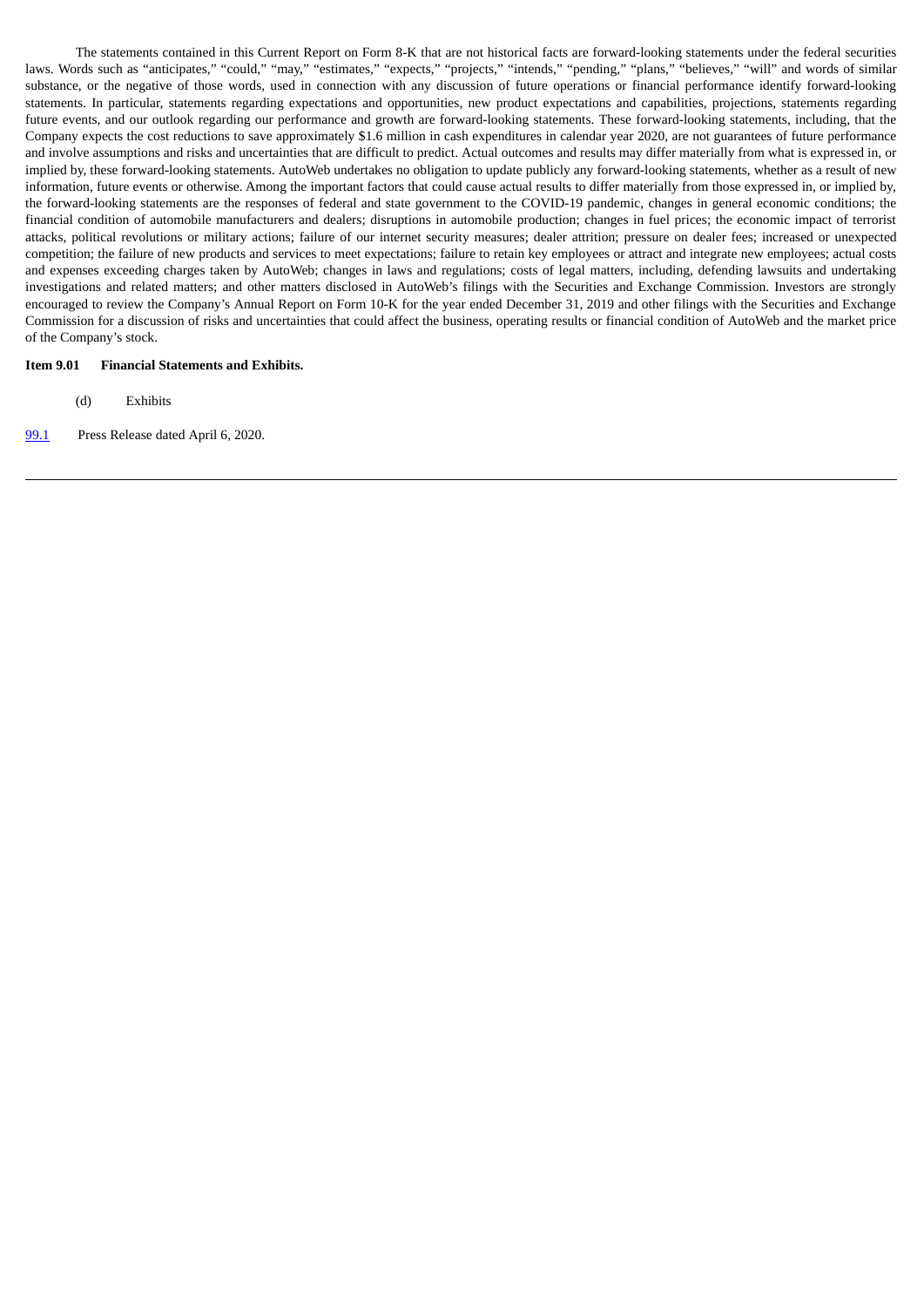The statements contained in this Current Report on Form 8-K that are not historical facts are forward-looking statements under the federal securities laws. Words such as "anticipates," "could," "may," "estimates," "expects," "projects," "intends," "pending," "plans," "believes," "will" and words of similar substance, or the negative of those words, used in connection with any discussion of future operations or financial performance identify forward-looking statements. In particular, statements regarding expectations and opportunities, new product expectations and capabilities, projections, statements regarding future events, and our outlook regarding our performance and growth are forward-looking statements. These forward-looking statements, including, that the Company expects the cost reductions to save approximately $1.6 million in cash expenditures in calendar year 2020, are not guarantees of future performance and involve assumptions and risks and uncertainties that are difficult to predict. Actual outcomes and results may differ materially from what is expressed in, or implied by, these forward-looking statements. AutoWeb undertakes no obligation to update publicly any forward-looking statements, whether as a result of new information, future events or otherwise. Among the important factors that could cause actual results to differ materially from those expressed in, or implied by, the forward-looking statements are the responses of federal and state government to the COVID-19 pandemic, changes in general economic conditions; the financial condition of automobile manufacturers and dealers; disruptions in automobile production; changes in fuel prices; the economic impact of terrorist attacks, political revolutions or military actions; failure of our internet security measures; dealer attrition; pressure on dealer fees; increased or unexpected competition; the failure of new products and services to meet expectations; failure to retain key employees or attract and integrate new employees; actual costs and expenses exceeding charges taken by AutoWeb; changes in laws and regulations; costs of legal matters, including, defending lawsuits and undertaking investigations and related matters; and other matters disclosed in AutoWeb's filings with the Securities and Exchange Commission. Investors are strongly encouraged to review the Company's Annual Report on Form 10-K for the year ended December 31, 2019 and other filings with the Securities and Exchange Commission for a discussion of risks and uncertainties that could affect the business, operating results or financial condition of AutoWeb and the market price of the Company's stock.

**Item 9.01 Financial Statements and Exhibits.**

(d) Exhibits

99.1 Press Release dated April 6, 2020.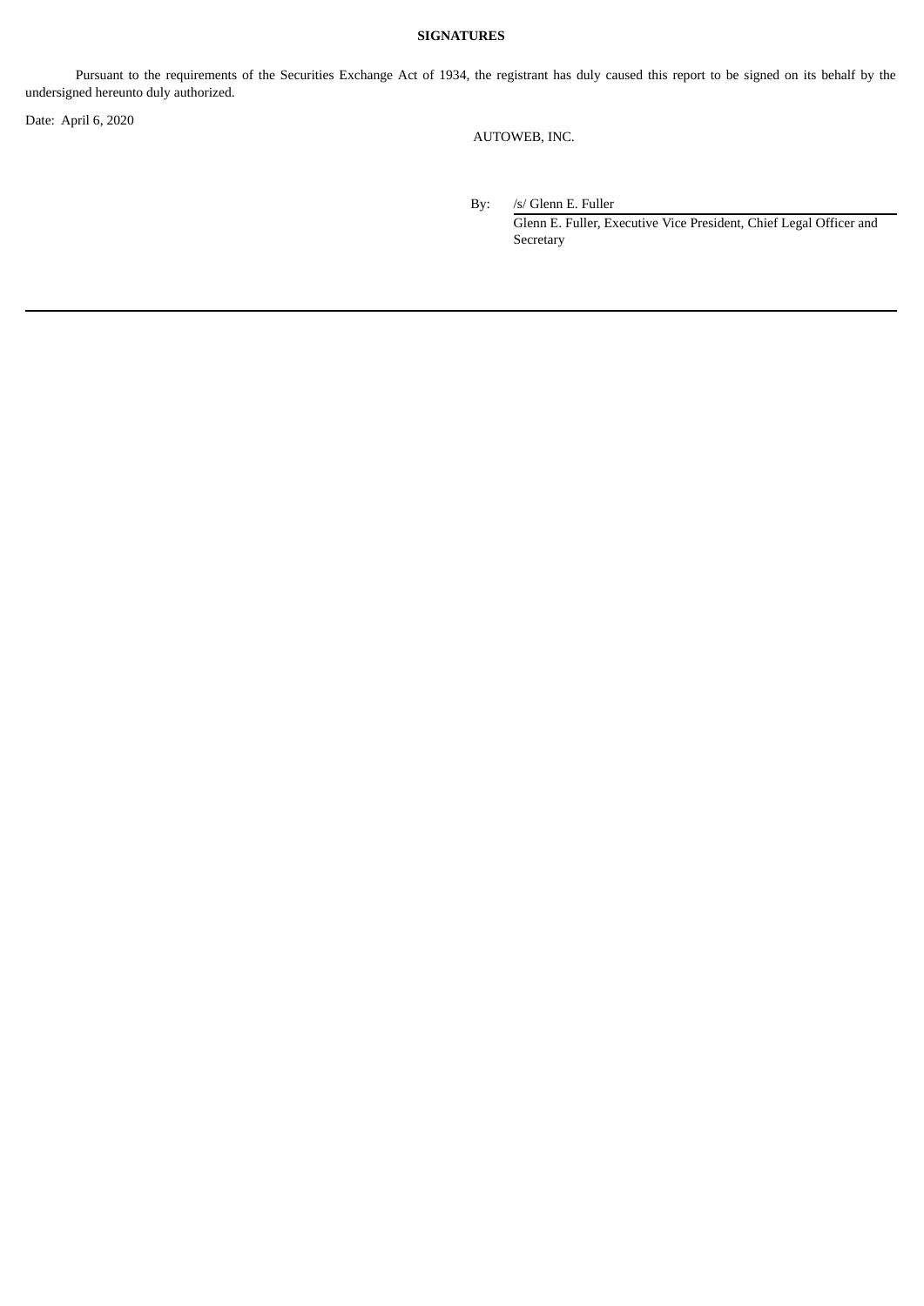**SIGNATURES**

Pursuant to the requirements of the Securities Exchange Act of 1934, the registrant has duly caused this report to be signed on its behalf by the undersigned hereunto duly authorized.

Date: April 6, 2020

AUTOWEB, INC.

By: /s/ Glenn E. Fuller

Glenn E. Fuller, Executive Vice President, Chief Legal Officer and Secretary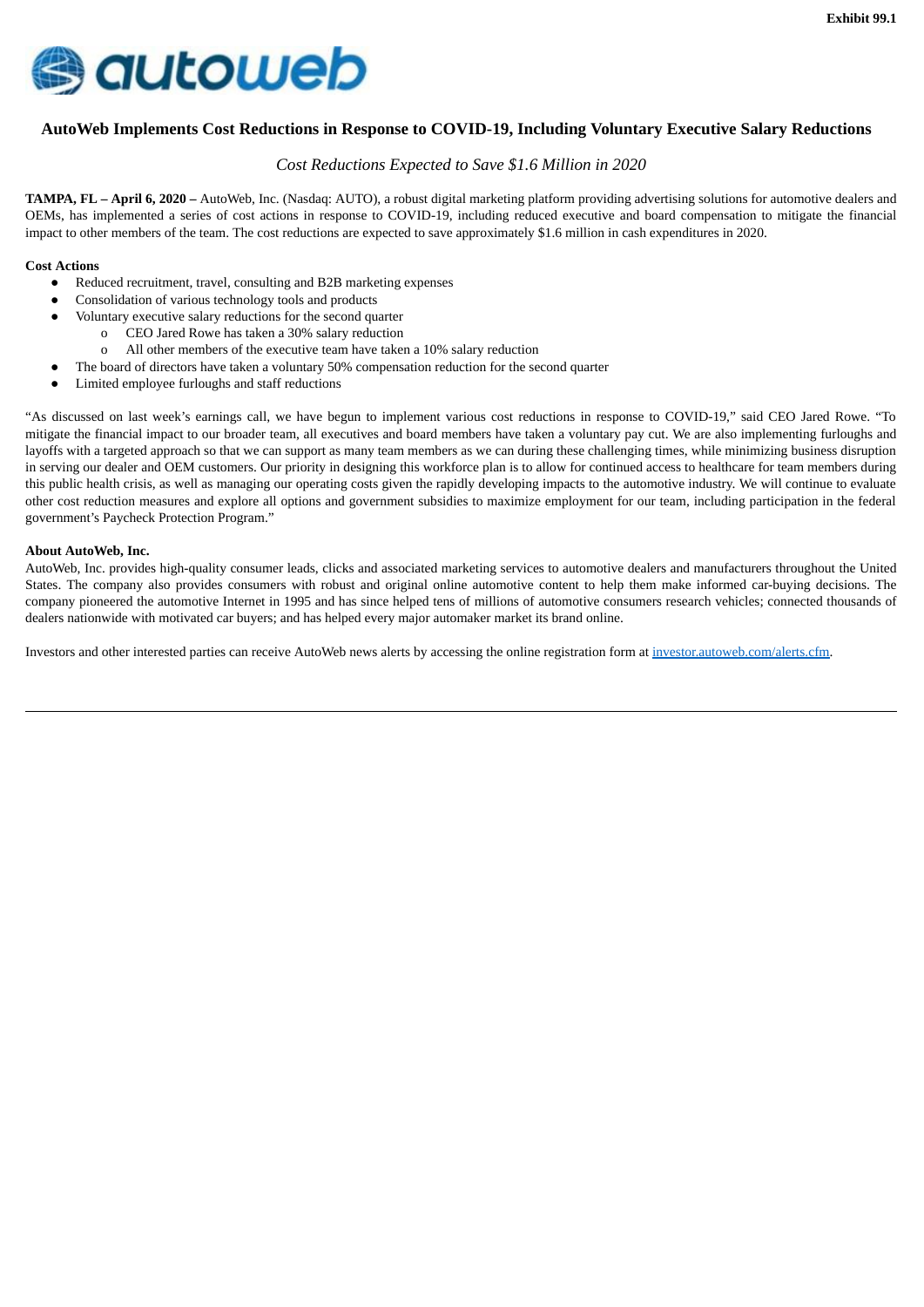**Exhibit 99.1**

# AutoWeb Implements Cost Reductions in Response to COVID-19, Including Voluntary Executive Salary Reductions

*Cost Reductions Expected to Save $1.6 Million in 2020*

**TAMPA, FL – April 6, 2020 –** AutoWeb, Inc. (Nasdaq: AUTO), a robust digital marketing platform providing advertising solutions for automotive dealers and OEMs, has implemented a series of cost actions in response to COVID-19, including reduced executive and board compensation to mitigate the financial impact to other members of the team. The cost reductions are expected to save approximately $1.6 million in cash expenditures in 2020.

**Cost Actions**

- Reduced recruitment, travel, consulting and B2B marketing expenses
- Consolidation of various technology tools and products
- Voluntary executive salary reductions for the second quarter
  - CEO Jared Rowe has taken a 30% salary reduction
  - All other members of the executive team have taken a 10% salary reduction
- The board of directors have taken a voluntary 50% compensation reduction for the second quarter
- Limited employee furloughs and staff reductions

"As discussed on last week's earnings call, we have begun to implement various cost reductions in response to COVID-19," said CEO Jared Rowe. "To mitigate the financial impact to our broader team, all executives and board members have taken a voluntary pay cut. We are also implementing furloughs and layoffs with a targeted approach so that we can support as many team members as we can during these challenging times, while minimizing business disruption in serving our dealer and OEM customers. Our priority in designing this workforce plan is to allow for continued access to healthcare for team members during this public health crisis, as well as managing our operating costs given the rapidly developing impacts to the automotive industry. We will continue to evaluate other cost reduction measures and explore all options and government subsidies to maximize employment for our team, including participation in the federal government's Paycheck Protection Program."

**About AutoWeb, Inc.**

AutoWeb, Inc. provides high-quality consumer leads, clicks and associated marketing services to automotive dealers and manufacturers throughout the United States. The company also provides consumers with robust and original online automotive content to help them make informed car-buying decisions. The company pioneered the automotive Internet in 1995 and has since helped tens of millions of automotive consumers research vehicles; connected thousands of dealers nationwide with motivated car buyers; and has helped every major automaker market its brand online.

Investors and other interested parties can receive AutoWeb news alerts by accessing the online registration form at investor.autoweb.com/alerts.cfm.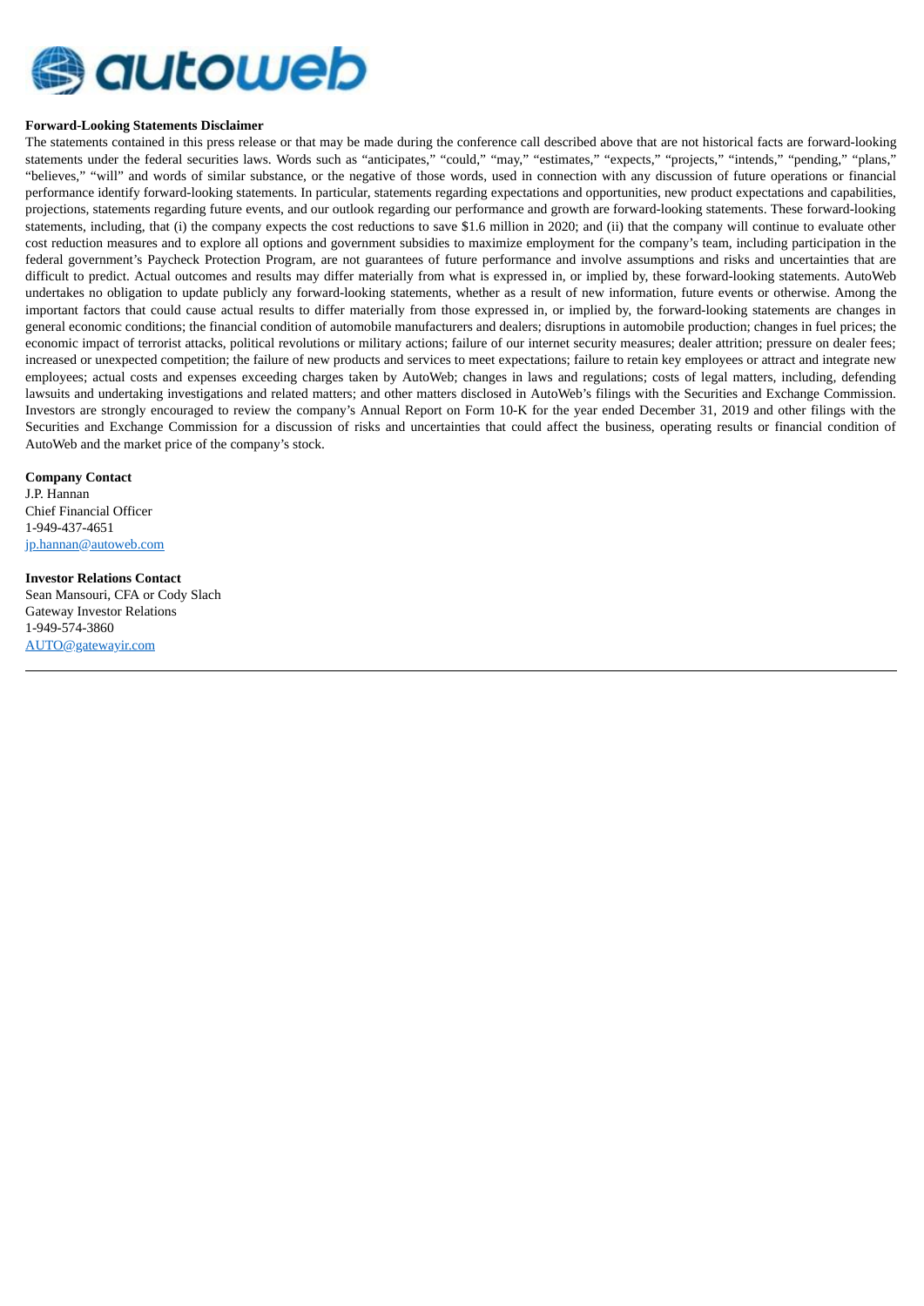**Forward-Looking Statements Disclaimer**

The statements contained in this press release or that may be made during the conference call described above that are not historical facts are forward-looking statements under the federal securities laws. Words such as "anticipates," "could," "may," "estimates," "expects," "projects," "intends," "pending," "plans," "believes," "will" and words of similar substance, or the negative of those words, used in connection with any discussion of future operations or financial performance identify forward-looking statements. In particular, statements regarding expectations and opportunities, new product expectations and capabilities, projections, statements regarding future events, and our outlook regarding our performance and growth are forward-looking statements. These forward-looking statements, including, that (i) the company expects the cost reductions to save $1.6 million in 2020; and (ii) that the company will continue to evaluate other cost reduction measures and to explore all options and government subsidies to maximize employment for the company's team, including participation in the federal government's Paycheck Protection Program, are not guarantees of future performance and involve assumptions and risks and uncertainties that are difficult to predict. Actual outcomes and results may differ materially from what is expressed in, or implied by, these forward-looking statements. AutoWeb undertakes no obligation to update publicly any forward-looking statements, whether as a result of new information, future events or otherwise. Among the important factors that could cause actual results to differ materially from those expressed in, or implied by, the forward-looking statements are changes in general economic conditions; the financial condition of automobile manufacturers and dealers; disruptions in automobile production; changes in fuel prices; the economic impact of terrorist attacks, political revolutions or military actions; failure of our internet security measures; dealer attrition; pressure on dealer fees; increased or unexpected competition; the failure of new products and services to meet expectations; failure to retain key employees or attract and integrate new employees; actual costs and expenses exceeding charges taken by AutoWeb; changes in laws and regulations; costs of legal matters, including, defending lawsuits and undertaking investigations and related matters; and other matters disclosed in AutoWeb's filings with the Securities and Exchange Commission. Investors are strongly encouraged to review the company's Annual Report on Form 10-K for the year ended December 31, 2019 and other filings with the Securities and Exchange Commission for a discussion of risks and uncertainties that could affect the business, operating results or financial condition of AutoWeb and the market price of the company's stock.

**Company Contact**
J.P. Hannan
Chief Financial Officer
1-949-437-4651
jp.hannan@autoweb.com

**Investor Relations Contact**
Sean Mansouri, CFA or Cody Slach
Gateway Investor Relations
1-949-574-3860
AUTO@gatewayir.com